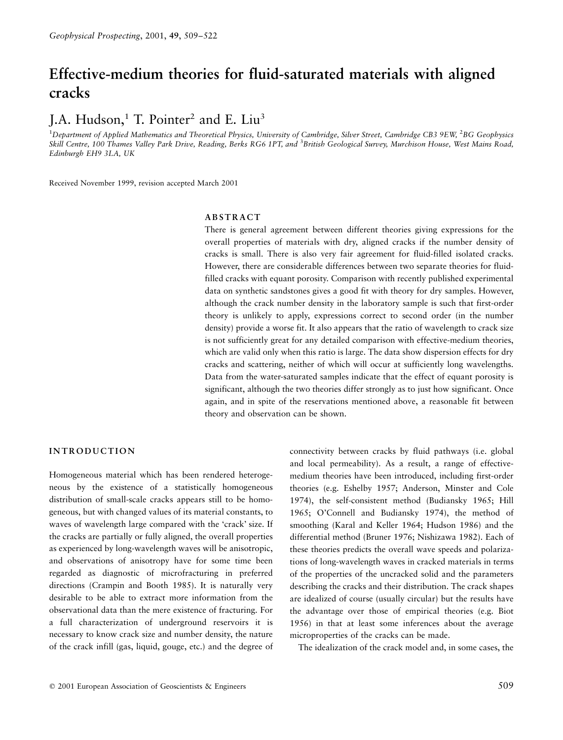# Effective-medium theories for fluid-saturated materials with aligned cracks

J.A. Hudson,[1] T. Pointer[2] and E. Liu[3]

[1]*Department of Applied Mathematics and Theoretical Physics, University of Cambridge, Silver Street, Cambridge CB3 9EW,* [2]*BG Geophysics Skill Centre, 100 Thames Valley Park Drive, Reading, Berks RG6 1PT, and* [3]*British Geological Survey, Murchison House, West Mains Road, Edinburgh EH9 3LA, UK*

Received November 1999, revision accepted March 2001

## ABSTRACT

There is general agreement between different theories giving expressions for the overall properties of materials with dry, aligned cracks if the number density of cracks is small. There is also very fair agreement for fluid-filled isolated cracks. However, there are considerable differences between two separate theories for fluid-filled cracks with equant porosity. Comparison with recently published experimental data on synthetic sandstones gives a good fit with theory for dry samples. However, although the crack number density in the laboratory sample is such that first-order theory is unlikely to apply, expressions correct to second order (in the number density) provide a worse fit. It also appears that the ratio of wavelength to crack size is not sufficiently great for any detailed comparison with effective-medium theories, which are valid only when this ratio is large. The data show dispersion effects for dry cracks and scattering, neither of which will occur at sufficiently long wavelengths. Data from the water-saturated samples indicate that the effect of equant porosity is significant, although the two theories differ strongly as to just how significant. Once again, and in spite of the reservations mentioned above, a reasonable fit between theory and observation can be shown.

## INTRODUCTION

Homogeneous material which has been rendered heterogeneous by the existence of a statistically homogeneous distribution of small-scale cracks appears still to be homogeneous, but with changed values of its material constants, to waves of wavelength large compared with the 'crack' size. If the cracks are partially or fully aligned, the overall properties as experienced by long-wavelength waves will be anisotropic, and observations of anisotropy have for some time been regarded as diagnostic of microfracturing in preferred directions (Crampin and Booth 1985). It is naturally very desirable to be able to extract more information from the observational data than the mere existence of fracturing. For a full characterization of underground reservoirs it is necessary to know crack size and number density, the nature of the crack infill (gas, liquid, gouge, etc.) and the degree of connectivity between cracks by fluid pathways (i.e. global and local permeability). As a result, a range of effective-medium theories have been introduced, including first-order theories (e.g. Eshelby 1957; Anderson, Minster and Cole 1974), the self-consistent method (Budiansky 1965; Hill 1965; O'Connell and Budiansky 1974), the method of smoothing (Karal and Keller 1964; Hudson 1986) and the differential method (Bruner 1976; Nishizawa 1982). Each of these theories predicts the overall wave speeds and polarizations of long-wavelength waves in cracked materials in terms of the properties of the uncracked solid and the parameters describing the cracks and their distribution. The crack shapes are idealized of course (usually circular) but the results have the advantage over those of empirical theories (e.g. Biot 1956) in that at least some inferences about the average microproperties of the cracks can be made.

The idealization of the crack model and, in some cases, the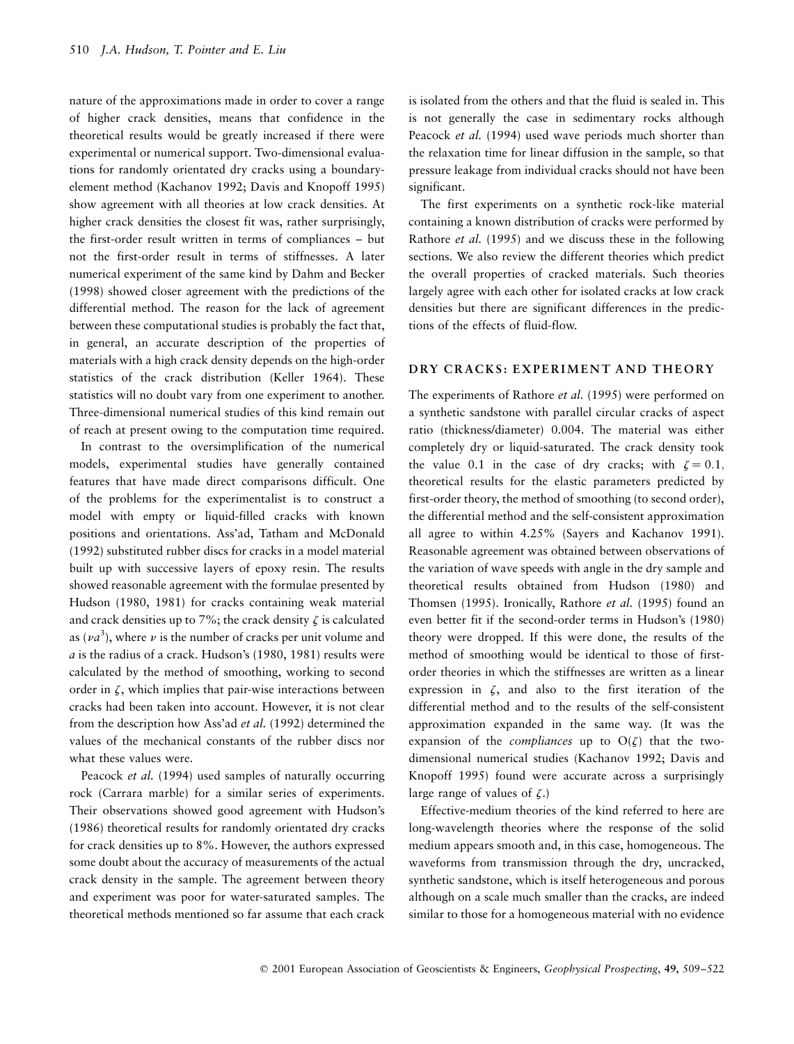nature of the approximations made in order to cover a range of higher crack densities, means that confidence in the theoretical results would be greatly increased if there were experimental or numerical support. Two-dimensional evaluations for randomly orientated dry cracks using a boundary-element method (Kachanov 1992; Davis and Knopoff 1995) show agreement with all theories at low crack densities. At higher crack densities the closest fit was, rather surprisingly, the first-order result written in terms of compliances – but not the first-order result in terms of stiffnesses. A later numerical experiment of the same kind by Dahm and Becker (1998) showed closer agreement with the predictions of the differential method. The reason for the lack of agreement between these computational studies is probably the fact that, in general, an accurate description of the properties of materials with a high crack density depends on the high-order statistics of the crack distribution (Keller 1964). These statistics will no doubt vary from one experiment to another. Three-dimensional numerical studies of this kind remain out of reach at present owing to the computation time required.

In contrast to the oversimplification of the numerical models, experimental studies have generally contained features that have made direct comparisons difficult. One of the problems for the experimentalist is to construct a model with empty or liquid-filled cracks with known positions and orientations. Ass'ad, Tatham and McDonald (1992) substituted rubber discs for cracks in a model material built up with successive layers of epoxy resin. The results showed reasonable agreement with the formulae presented by Hudson (1980, 1981) for cracks containing weak material and crack densities up to 7%; the crack density $\zeta$ is calculated as $(\nu a^3)$, where $\nu$ is the number of cracks per unit volume and $a$ is the radius of a crack. Hudson's (1980, 1981) results were calculated by the method of smoothing, working to second order in $\zeta$, which implies that pair-wise interactions between cracks had been taken into account. However, it is not clear from the description how Ass'ad *et al.* (1992) determined the values of the mechanical constants of the rubber discs nor what these values were.

Peacock *et al.* (1994) used samples of naturally occurring rock (Carrara marble) for a similar series of experiments. Their observations showed good agreement with Hudson's (1986) theoretical results for randomly orientated dry cracks for crack densities up to 8%. However, the authors expressed some doubt about the accuracy of measurements of the actual crack density in the sample. The agreement between theory and experiment was poor for water-saturated samples. The theoretical methods mentioned so far assume that each crack is isolated from the others and that the fluid is sealed in. This is not generally the case in sedimentary rocks although Peacock *et al.* (1994) used wave periods much shorter than the relaxation time for linear diffusion in the sample, so that pressure leakage from individual cracks should not have been significant.

The first experiments on a synthetic rock-like material containing a known distribution of cracks were performed by Rathore *et al.* (1995) and we discuss these in the following sections. We also review the different theories which predict the overall properties of cracked materials. Such theories largely agree with each other for isolated cracks at low crack densities but there are significant differences in the predictions of the effects of fluid-flow.

## DRY CRACKS: EXPERIMENT AND THEORY

The experiments of Rathore *et al.* (1995) were performed on a synthetic sandstone with parallel circular cracks of aspect ratio (thickness/diameter) 0.004. The material was either completely dry or liquid-saturated. The crack density took the value 0.1 in the case of dry cracks; with $\zeta = 0.1$, theoretical results for the elastic parameters predicted by first-order theory, the method of smoothing (to second order), the differential method and the self-consistent approximation all agree to within 4.25% (Sayers and Kachanov 1991). Reasonable agreement was obtained between observations of the variation of wave speeds with angle in the dry sample and theoretical results obtained from Hudson (1980) and Thomsen (1995). Ironically, Rathore *et al.* (1995) found an even better fit if the second-order terms in Hudson's (1980) theory were dropped. If this were done, the results of the method of smoothing would be identical to those of first-order theories in which the stiffnesses are written as a linear expression in $\zeta$, and also to the first iteration of the differential method and to the results of the self-consistent approximation expanded in the same way. (It was the expansion of the *compliances* up to $O(\zeta)$ that the two-dimensional numerical studies (Kachanov 1992; Davis and Knopoff 1995) found were accurate across a surprisingly large range of values of $\zeta$.)

Effective-medium theories of the kind referred to here are long-wavelength theories where the response of the solid medium appears smooth and, in this case, homogeneous. The waveforms from transmission through the dry, uncracked, synthetic sandstone, which is itself heterogeneous and porous although on a scale much smaller than the cracks, are indeed similar to those for a homogeneous material with no evidence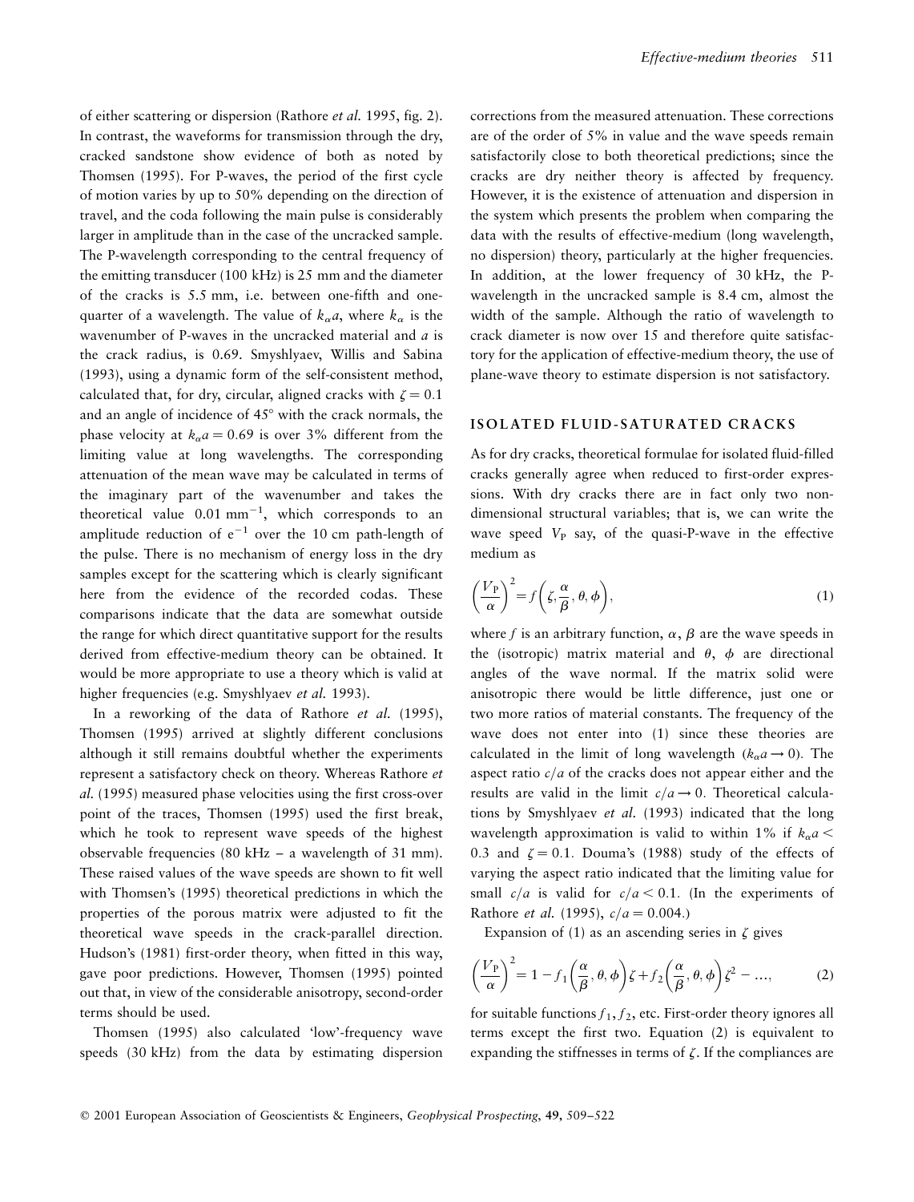of either scattering or dispersion (Rathore *et al.* 1995, fig. 2). In contrast, the waveforms for transmission through the dry, cracked sandstone show evidence of both as noted by Thomsen (1995). For P-waves, the period of the first cycle of motion varies by up to 50% depending on the direction of travel, and the coda following the main pulse is considerably larger in amplitude than in the case of the uncracked sample. The P-wavelength corresponding to the central frequency of the emitting transducer (100 kHz) is 25 mm and the diameter of the cracks is 5.5 mm, i.e. between one-fifth and one-quarter of a wavelength. The value of $k_\alpha a$, where $k_\alpha$ is the wavenumber of P-waves in the uncracked material and $a$ is the crack radius, is 0.69. Smyshlyaev, Willis and Sabina (1993), using a dynamic form of the self-consistent method, calculated that, for dry, circular, aligned cracks with $\zeta = 0.1$ and an angle of incidence of 45° with the crack normals, the phase velocity at $k_\alpha a = 0.69$ is over 3% different from the limiting value at long wavelengths. The corresponding attenuation of the mean wave may be calculated in terms of the imaginary part of the wavenumber and takes the theoretical value $0.01\ \mathrm{mm}^{-1}$, which corresponds to an amplitude reduction of $e^{-1}$ over the 10 cm path-length of the pulse. There is no mechanism of energy loss in the dry samples except for the scattering which is clearly significant here from the evidence of the recorded codas. These comparisons indicate that the data are somewhat outside the range for which direct quantitative support for the results derived from effective-medium theory can be obtained. It would be more appropriate to use a theory which is valid at higher frequencies (e.g. Smyshlyaev *et al.* 1993).

In a reworking of the data of Rathore *et al.* (1995), Thomsen (1995) arrived at slightly different conclusions although it still remains doubtful whether the experiments represent a satisfactory check on theory. Whereas Rathore *et al.* (1995) measured phase velocities using the first cross-over point of the traces, Thomsen (1995) used the first break, which he took to represent wave speeds of the highest observable frequencies (80 kHz – a wavelength of 31 mm). These raised values of the wave speeds are shown to fit well with Thomsen's (1995) theoretical predictions in which the properties of the porous matrix were adjusted to fit the theoretical wave speeds in the crack-parallel direction. Hudson's (1981) first-order theory, when fitted in this way, gave poor predictions. However, Thomsen (1995) pointed out that, in view of the considerable anisotropy, second-order terms should be used.

Thomsen (1995) also calculated 'low'-frequency wave speeds (30 kHz) from the data by estimating dispersion corrections from the measured attenuation. These corrections are of the order of 5% in value and the wave speeds remain satisfactorily close to both theoretical predictions; since the cracks are dry neither theory is affected by frequency. However, it is the existence of attenuation and dispersion in the system which presents the problem when comparing the data with the results of effective-medium (long wavelength, no dispersion) theory, particularly at the higher frequencies. In addition, at the lower frequency of 30 kHz, the P-wavelength in the uncracked sample is 8.4 cm, almost the width of the sample. Although the ratio of wavelength to crack diameter is now over 15 and therefore quite satisfactory for the application of effective-medium theory, the use of plane-wave theory to estimate dispersion is not satisfactory.

## ISOLATED FLUID-SATURATED CRACKS

As for dry cracks, theoretical formulae for isolated fluid-filled cracks generally agree when reduced to first-order expressions. With dry cracks there are in fact only two non-dimensional structural variables; that is, we can write the wave speed $V_P$ say, of the quasi-P-wave in the effective medium as

$$\left(\frac{V_P}{\alpha}\right)^2 = f\left(\zeta, \frac{\alpha}{\beta}, \theta, \phi\right), \tag{1}$$

where $f$ is an arbitrary function, $\alpha$, $\beta$ are the wave speeds in the (isotropic) matrix material and $\theta$, $\phi$ are directional angles of the wave normal. If the matrix solid were anisotropic there would be little difference, just one or two more ratios of material constants. The frequency of the wave does not enter into (1) since these theories are calculated in the limit of long wavelength ($k_\alpha a \to 0$). The aspect ratio $c/a$ of the cracks does not appear either and the results are valid in the limit $c/a \to 0$. Theoretical calculations by Smyshlyaev *et al.* (1993) indicated that the long wavelength approximation is valid to within 1% if $k_\alpha a < 0.3$ and $\zeta = 0.1$. Douma's (1988) study of the effects of varying the aspect ratio indicated that the limiting value for small $c/a$ is valid for $c/a < 0.1$. (In the experiments of Rathore *et al.* (1995), $c/a = 0.004$.)

Expansion of (1) as an ascending series in $\zeta$ gives

$$\left(\frac{V_P}{\alpha}\right)^2 = 1 - f_1\left(\frac{\alpha}{\beta}, \theta, \phi\right)\zeta + f_2\left(\frac{\alpha}{\beta}, \theta, \phi\right)\zeta^2 - \dots, \tag{2}$$

for suitable functions $f_1, f_2$, etc. First-order theory ignores all terms except the first two. Equation (2) is equivalent to expanding the stiffnesses in terms of $\zeta$. If the compliances are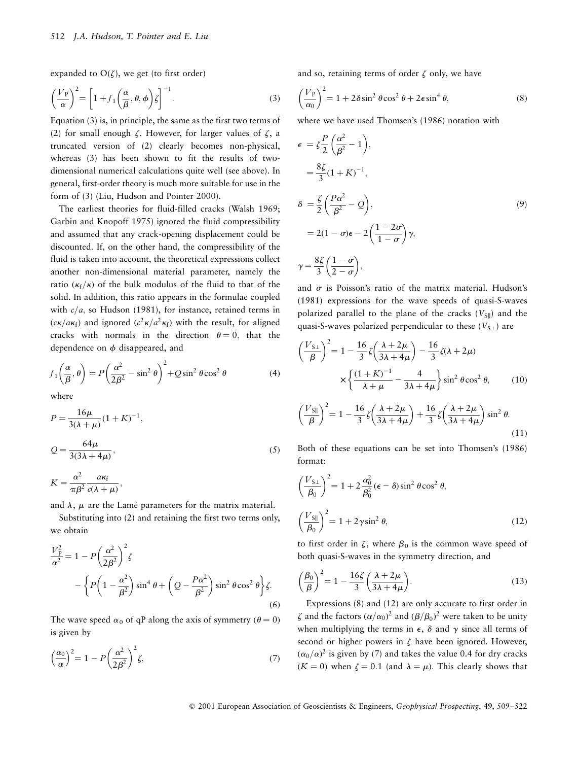expanded to $O(\zeta)$, we get (to first order)

$$\left(\frac{V_P}{\alpha}\right)^2 = \left[1 + f_1\left(\frac{\alpha}{\beta}, \theta, \phi\right)\zeta\right]^{-1}. \tag{3}$$

Equation (3) is, in principle, the same as the first two terms of (2) for small enough $\zeta$. However, for larger values of $\zeta$, a truncated version of (2) clearly becomes non-physical, whereas (3) has been shown to fit the results of two-dimensional numerical calculations quite well (see above). In general, first-order theory is much more suitable for use in the form of (3) (Liu, Hudson and Pointer 2000).

The earliest theories for fluid-filled cracks (Walsh 1969; Garbin and Knopoff 1975) ignored the fluid compressibility and assumed that any crack-opening displacement could be discounted. If, on the other hand, the compressibility of the fluid is taken into account, the theoretical expressions collect another non-dimensional material parameter, namely the ratio $(\kappa_f/\kappa)$ of the bulk modulus of the fluid to that of the solid. In addition, this ratio appears in the formulae coupled with $c/a$, so Hudson (1981), for instance, retained terms in $(c\kappa/a\kappa_f)$ and ignored $(c^2\kappa/a^2\kappa_f)$ with the result, for aligned cracks with normals in the direction $\theta = 0$, that the dependence on $\phi$ disappeared, and

$$f_1\left(\frac{\alpha}{\beta}, \theta\right) = P\left(\frac{\alpha^2}{2\beta^2} - \sin^2\theta\right)^2 + Q\sin^2\theta\cos^2\theta \tag{4}$$

where

$$P = \frac{16\mu}{3(\lambda+\mu)}(1+K)^{-1},$$

$$Q = \frac{64\mu}{3(3\lambda+4\mu)}, \tag{5}$$

$$K = \frac{\alpha^2}{\pi\beta^2}\frac{a\kappa_f}{c(\lambda+\mu)},$$

and $\lambda$, $\mu$ are the Lamé parameters for the matrix material.

Substituting into (2) and retaining the first two terms only, we obtain

$$\frac{V_P^2}{\alpha^2} = 1 - P\left(\frac{\alpha^2}{2\beta^2}\right)^2\zeta - \left\{P\left(1 - \frac{\alpha^2}{\beta^2}\right)\sin^4\theta + \left(Q - \frac{P\alpha^2}{\beta^2}\right)\sin^2\theta\cos^2\theta\right\}\zeta. \tag{6}$$

The wave speed $\alpha_0$ of qP along the axis of symmetry ($\theta = 0$) is given by

$$\left(\frac{\alpha_0}{\alpha}\right)^2 = 1 - P\left(\frac{\alpha^2}{2\beta^2}\right)^2\zeta, \tag{7}$$

and so, retaining terms of order $\zeta$ only, we have

$$\left(\frac{V_P}{\alpha_0}\right)^2 = 1 + 2\delta\sin^2\theta\cos^2\theta + 2\epsilon\sin^4\theta, \tag{8}$$

where we have used Thomsen's (1986) notation with

$$\begin{aligned}
\epsilon &= \zeta\frac{P}{2}\left(\frac{\alpha^2}{\beta^2} - 1\right), \\
&= \frac{8\zeta}{3}(1+K)^{-1}, \\
\delta &= \frac{\zeta}{2}\left(\frac{P\alpha^2}{\beta^2} - Q\right), \\
&= 2(1-\sigma)\epsilon - 2\left(\frac{1-2\sigma}{1-\sigma}\right)\gamma, \\
\gamma &= \frac{8\zeta}{3}\left(\frac{1-\sigma}{2-\sigma}\right),
\end{aligned} \tag{9}$$

and $\sigma$ is Poisson's ratio of the matrix material. Hudson's (1981) expressions for the wave speeds of quasi-S-waves polarized parallel to the plane of the cracks ($V_{S\parallel}$) and the quasi-S-waves polarized perpendicular to these ($V_{S\perp}$) are

$$\left(\frac{V_{S\perp}}{\beta}\right)^2 = 1 - \frac{16}{3}\zeta\left(\frac{\lambda+2\mu}{3\lambda+4\mu}\right) - \frac{16}{3}\zeta(\lambda+2\mu) \times \left\{\frac{(1+K)^{-1}}{\lambda+\mu} - \frac{4}{3\lambda+4\mu}\right\}\sin^2\theta\cos^2\theta, \tag{10}$$

$$\left(\frac{V_{S\parallel}}{\beta}\right)^2 = 1 - \frac{16}{3}\zeta\left(\frac{\lambda+2\mu}{3\lambda+4\mu}\right) + \frac{16}{3}\zeta\left(\frac{\lambda+2\mu}{3\lambda+4\mu}\right)\sin^2\theta. \tag{11}$$

Both of these equations can be set into Thomsen's (1986) format:

$$\left(\frac{V_{S\perp}}{\beta_0}\right)^2 = 1 + 2\frac{\alpha_0^2}{\beta_0^2}(\epsilon - \delta)\sin^2\theta\cos^2\theta,$$

$$\left(\frac{V_{S\parallel}}{\beta_0}\right)^2 = 1 + 2\gamma\sin^2\theta, \tag{12}$$

to first order in $\zeta$, where $\beta_0$ is the common wave speed of both quasi-S-waves in the symmetry direction, and

$$\left(\frac{\beta_0}{\beta}\right)^2 = 1 - \frac{16\zeta}{3}\left(\frac{\lambda+2\mu}{3\lambda+4\mu}\right). \tag{13}$$

Expressions (8) and (12) are only accurate to first order in $\zeta$ and the factors $(\alpha/\alpha_0)^2$ and $(\beta/\beta_0)^2$ were taken to be unity when multiplying the terms in $\epsilon$, $\delta$ and $\gamma$ since all terms of second or higher powers in $\zeta$ have been ignored. However, $(\alpha_0/\alpha)^2$ is given by (7) and takes the value 0.4 for dry cracks ($K = 0$) when $\zeta = 0.1$ (and $\lambda = \mu$). This clearly shows that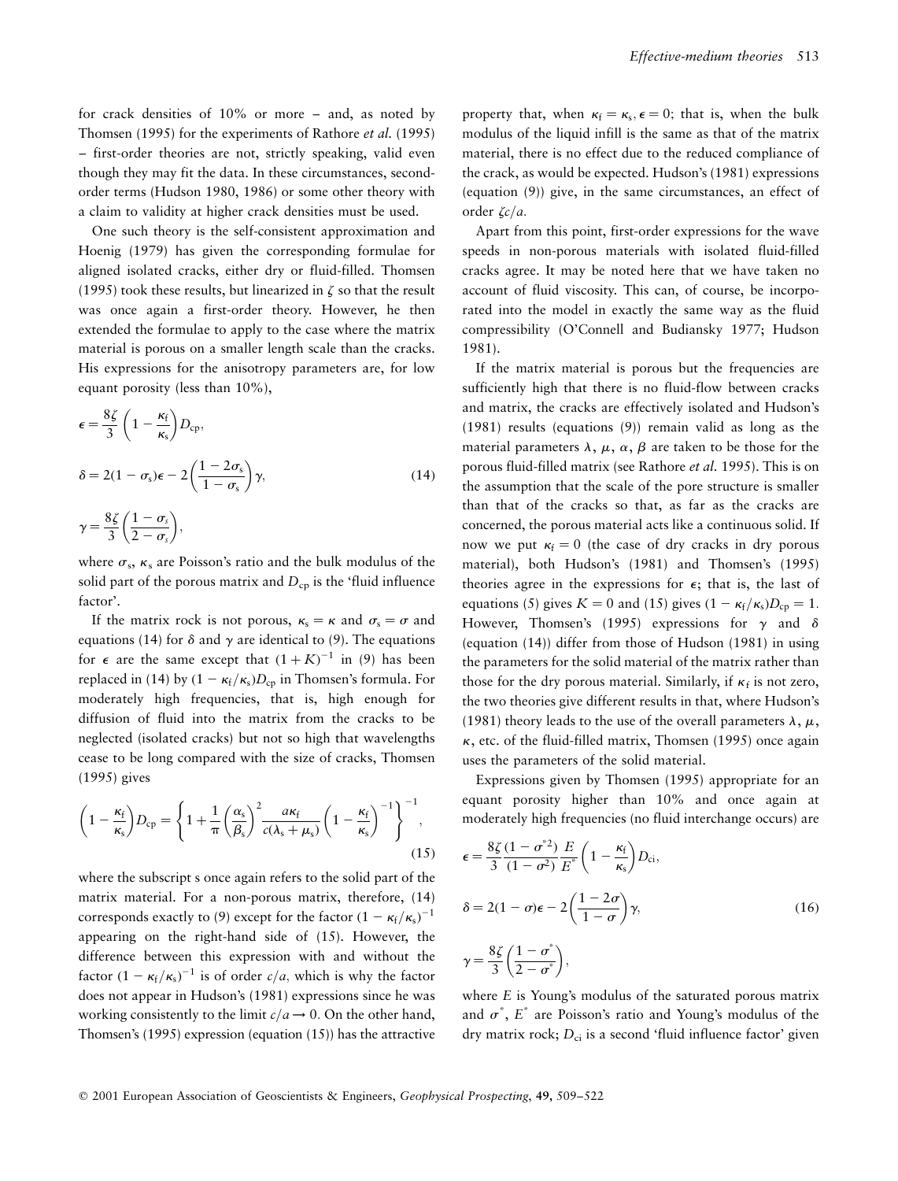for crack densities of 10% or more – and, as noted by Thomsen (1995) for the experiments of Rathore *et al.* (1995) – first-order theories are not, strictly speaking, valid even though they may fit the data. In these circumstances, second-order terms (Hudson 1980, 1986) or some other theory with a claim to validity at higher crack densities must be used.

One such theory is the self-consistent approximation and Hoenig (1979) has given the corresponding formulae for aligned isolated cracks, either dry or fluid-filled. Thomsen (1995) took these results, but linearized in $\zeta$ so that the result was once again a first-order theory. However, he then extended the formulae to apply to the case where the matrix material is porous on a smaller length scale than the cracks. His expressions for the anisotropy parameters are, for low equant porosity (less than 10%),

$$\epsilon = \frac{8\zeta}{3}\left(1 - \frac{\kappa_f}{\kappa_s}\right)D_{cp},$$

$$\delta = 2(1-\sigma_s)\epsilon - 2\left(\frac{1-2\sigma_s}{1-\sigma_s}\right)\gamma, \tag{14}$$

$$\gamma = \frac{8\zeta}{3}\left(\frac{1-\sigma_s}{2-\sigma_s}\right),$$

where $\sigma_s$, $\kappa_s$ are Poisson's ratio and the bulk modulus of the solid part of the porous matrix and $D_{cp}$ is the 'fluid influence factor'.

If the matrix rock is not porous, $\kappa_s = \kappa$ and $\sigma_s = \sigma$ and equations (14) for $\delta$ and $\gamma$ are identical to (9). The equations for $\epsilon$ are the same except that $(1+K)^{-1}$ in (9) has been replaced in (14) by $(1-\kappa_f/\kappa_s)D_{cp}$ in Thomsen's formula. For moderately high frequencies, that is, high enough for diffusion of fluid into the matrix from the cracks to be neglected (isolated cracks) but not so high that wavelengths cease to be long compared with the size of cracks, Thomsen (1995) gives

$$\left(1-\frac{\kappa_f}{\kappa_s}\right)D_{cp} = \left\{1 + \frac{1}{\pi}\left(\frac{\alpha_s}{\beta_s}\right)^2 \frac{a\kappa_f}{c(\lambda_s+\mu_s)}\left(1-\frac{\kappa_f}{\kappa_s}\right)^{-1}\right\}^{-1}, \tag{15}$$

where the subscript s once again refers to the solid part of the matrix material. For a non-porous matrix, therefore, (14) corresponds exactly to (9) except for the factor $(1-\kappa_f/\kappa_s)^{-1}$ appearing on the right-hand side of (15). However, the difference between this expression with and without the factor $(1-\kappa_f/\kappa_s)^{-1}$ is of order $c/a$, which is why the factor does not appear in Hudson's (1981) expressions since he was working consistently to the limit $c/a \to 0$. On the other hand, Thomsen's (1995) expression (equation (15)) has the attractive property that, when $\kappa_f = \kappa_s, \epsilon = 0$; that is, when the bulk modulus of the liquid infill is the same as that of the matrix material, there is no effect due to the reduced compliance of the crack, as would be expected. Hudson's (1981) expressions (equation (9)) give, in the same circumstances, an effect of order $\zeta c/a$.

Apart from this point, first-order expressions for the wave speeds in non-porous materials with isolated fluid-filled cracks agree. It may be noted here that we have taken no account of fluid viscosity. This can, of course, be incorporated into the model in exactly the same way as the fluid compressibility (O'Connell and Budiansky 1977; Hudson 1981).

If the matrix material is porous but the frequencies are sufficiently high that there is no fluid-flow between cracks and matrix, the cracks are effectively isolated and Hudson's (1981) results (equations (9)) remain valid as long as the material parameters $\lambda$, $\mu$, $\alpha$, $\beta$ are taken to be those for the porous fluid-filled matrix (see Rathore *et al.* 1995). This is on the assumption that the scale of the pore structure is smaller than that of the cracks so that, as far as the cracks are concerned, the porous material acts like a continuous solid. If now we put $\kappa_f = 0$ (the case of dry cracks in dry porous material), both Hudson's (1981) and Thomsen's (1995) theories agree in the expressions for $\epsilon$; that is, the last of equations (5) gives $K = 0$ and (15) gives $(1-\kappa_f/\kappa_s)D_{cp} = 1$. However, Thomsen's (1995) expressions for $\gamma$ and $\delta$ (equation (14)) differ from those of Hudson (1981) in using the parameters for the solid material of the matrix rather than those for the dry porous material. Similarly, if $\kappa_f$ is not zero, the two theories give different results in that, where Hudson's (1981) theory leads to the use of the overall parameters $\lambda$, $\mu$, $\kappa$, etc. of the fluid-filled matrix, Thomsen (1995) once again uses the parameters of the solid material.

Expressions given by Thomsen (1995) appropriate for an equant porosity higher than 10% and once again at moderately high frequencies (no fluid interchange occurs) are

$$\epsilon = \frac{8\zeta}{3}\frac{(1-\sigma^{*2})}{(1-\sigma^2)}\frac{E}{E^*}\left(1-\frac{\kappa_f}{\kappa_s}\right)D_{ci},$$

$$\delta = 2(1-\sigma)\epsilon - 2\left(\frac{1-2\sigma}{1-\sigma}\right)\gamma, \tag{16}$$

$$\gamma = \frac{8\zeta}{3}\left(\frac{1-\sigma^*}{2-\sigma^*}\right),$$

where $E$ is Young's modulus of the saturated porous matrix and $\sigma^*$, $E^*$ are Poisson's ratio and Young's modulus of the dry matrix rock; $D_{ci}$ is a second 'fluid influence factor' given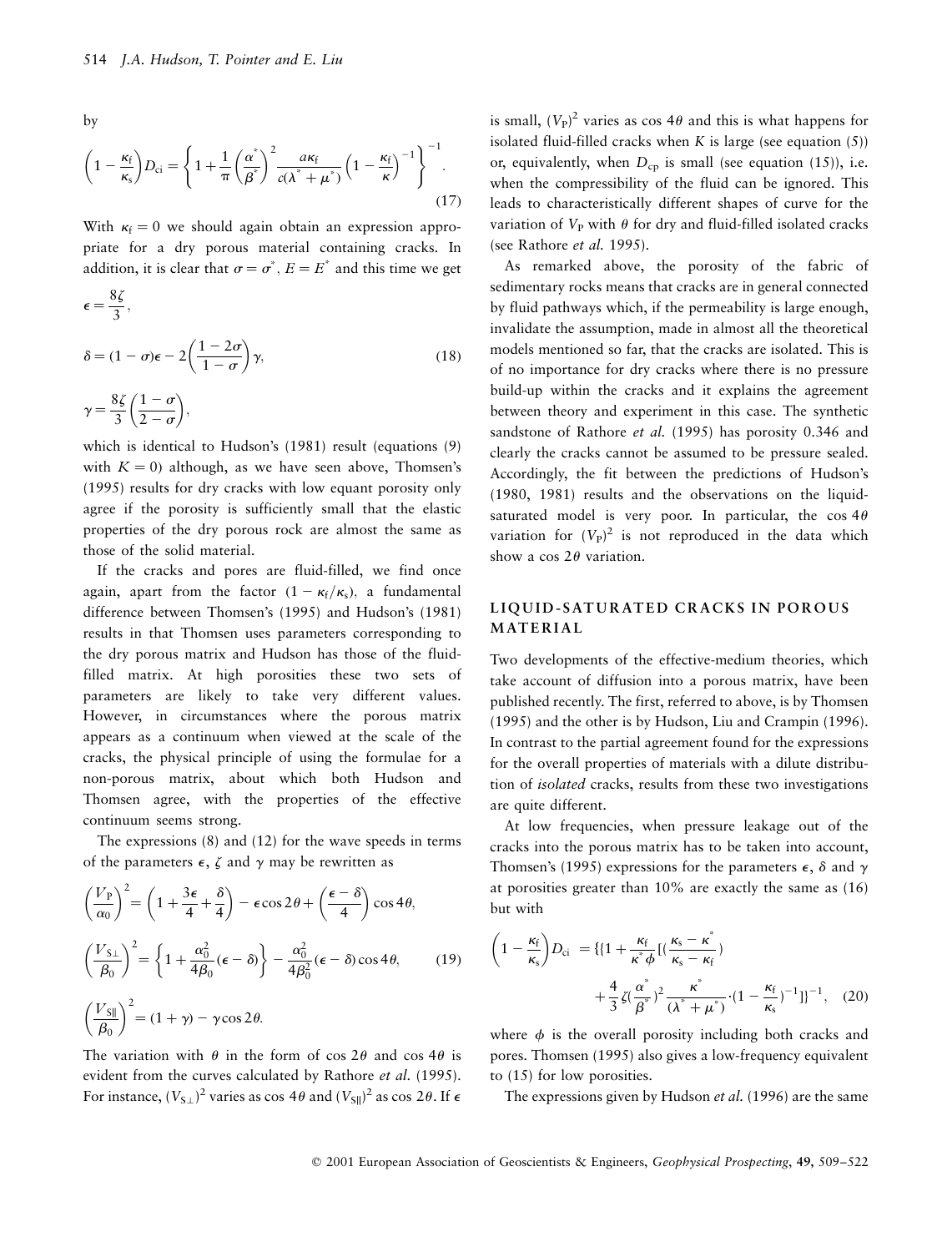by

$$\left(1 - \frac{\kappa_f}{\kappa_s}\right) D_{ci} = \left\{1 + \frac{1}{\pi}\left(\frac{\alpha^*}{\beta^*}\right)^2 \frac{a\kappa_f}{c(\lambda^* + \mu^*)}\left(1 - \frac{\kappa_f}{\kappa}\right)^{-1}\right\}^{-1}. \tag{17}$$

With $\kappa_f = 0$ we should again obtain an expression appropriate for a dry porous material containing cracks. In addition, it is clear that $\sigma = \sigma^*$, $E = E^*$ and this time we get

$$\epsilon = \frac{8\zeta}{3},$$

$$\delta = (1-\sigma)\epsilon - 2\left(\frac{1-2\sigma}{1-\sigma}\right)\gamma, \tag{18}$$

$$\gamma = \frac{8\zeta}{3}\left(\frac{1-\sigma}{2-\sigma}\right),$$

which is identical to Hudson's (1981) result (equations (9) with $K = 0$) although, as we have seen above, Thomsen's (1995) results for dry cracks with low equant porosity only agree if the porosity is sufficiently small that the elastic properties of the dry porous rock are almost the same as those of the solid material.

If the cracks and pores are fluid-filled, we find once again, apart from the factor $(1 - \kappa_f/\kappa_s)$, a fundamental difference between Thomsen's (1995) and Hudson's (1981) results in that Thomsen uses parameters corresponding to the dry porous matrix and Hudson has those of the fluid-filled matrix. At high porosities these two sets of parameters are likely to take very different values. However, in circumstances where the porous matrix appears as a continuum when viewed at the scale of the cracks, the physical principle of using the formulae for a non-porous matrix, about which both Hudson and Thomsen agree, with the properties of the effective continuum seems strong.

The expressions (8) and (12) for the wave speeds in terms of the parameters $\epsilon$, $\zeta$ and $\gamma$ may be rewritten as

$$\left(\frac{V_P}{\alpha_0}\right)^2 = \left(1 + \frac{3\epsilon}{4} + \frac{\delta}{4}\right) - \epsilon\cos 2\theta + \left(\frac{\epsilon - \delta}{4}\right)\cos 4\theta,$$

$$\left(\frac{V_{S\perp}}{\beta_0}\right)^2 = \left\{1 + \frac{\alpha_0^2}{4\beta_0}(\epsilon - \delta)\right\} - \frac{\alpha_0^2}{4\beta_0^2}(\epsilon - \delta)\cos 4\theta, \tag{19}$$

$$\left(\frac{V_{S\|}}{\beta_0}\right)^2 = (1 + \gamma) - \gamma\cos 2\theta.$$

The variation with $\theta$ in the form of $\cos 2\theta$ and $\cos 4\theta$ is evident from the curves calculated by Rathore *et al.* (1995). For instance, $(V_{S\perp})^2$ varies as $\cos 4\theta$ and $(V_{S\|})^2$ as $\cos 2\theta$. If $\epsilon$ is small, $(V_P)^2$ varies as $\cos 4\theta$ and this is what happens for isolated fluid-filled cracks when $K$ is large (see equation (5)) or, equivalently, when $D_{cp}$ is small (see equation (15)), i.e. when the compressibility of the fluid can be ignored. This leads to characteristically different shapes of curve for the variation of $V_P$ with $\theta$ for dry and fluid-filled isolated cracks (see Rathore *et al.* 1995).

As remarked above, the porosity of the fabric of sedimentary rocks means that cracks are in general connected by fluid pathways which, if the permeability is large enough, invalidate the assumption, made in almost all the theoretical models mentioned so far, that the cracks are isolated. This is of no importance for dry cracks where there is no pressure build-up within the cracks and it explains the agreement between theory and experiment in this case. The synthetic sandstone of Rathore *et al.* (1995) has porosity 0.346 and clearly the cracks cannot be assumed to be pressure sealed. Accordingly, the fit between the predictions of Hudson's (1980, 1981) results and the observations on the liquid-saturated model is very poor. In particular, the $\cos 4\theta$ variation for $(V_P)^2$ is not reproduced in the data which show a $\cos 2\theta$ variation.

## LIQUID-SATURATED CRACKS IN POROUS MATERIAL

Two developments of the effective-medium theories, which take account of diffusion into a porous matrix, have been published recently. The first, referred to above, is by Thomsen (1995) and the other is by Hudson, Liu and Crampin (1996). In contrast to the partial agreement found for the expressions for the overall properties of materials with a dilute distribution of *isolated* cracks, results from these two investigations are quite different.

At low frequencies, when pressure leakage out of the cracks into the porous matrix has to be taken into account, Thomsen's (1995) expressions for the parameters $\epsilon$, $\delta$ and $\gamma$ at porosities greater than 10% are exactly the same as (16) but with

$$\left(1 - \frac{\kappa_f}{\kappa_s}\right) D_{ci} = \{\{1 + \frac{\kappa_f}{\kappa^*\phi}[(\frac{\kappa_s - \kappa^*}{\kappa_s - \kappa_f}) + \frac{4}{3}\zeta(\frac{\alpha^*}{\beta^*})^2 \frac{\kappa^*}{(\lambda^* + \mu^*)}\cdot(1 - \frac{\kappa_f}{\kappa_s})^{-1}]\}^{-1}, \tag{20}$$

where $\phi$ is the overall porosity including both cracks and pores. Thomsen (1995) also gives a low-frequency equivalent to (15) for low porosities.

The expressions given by Hudson *et al.* (1996) are the same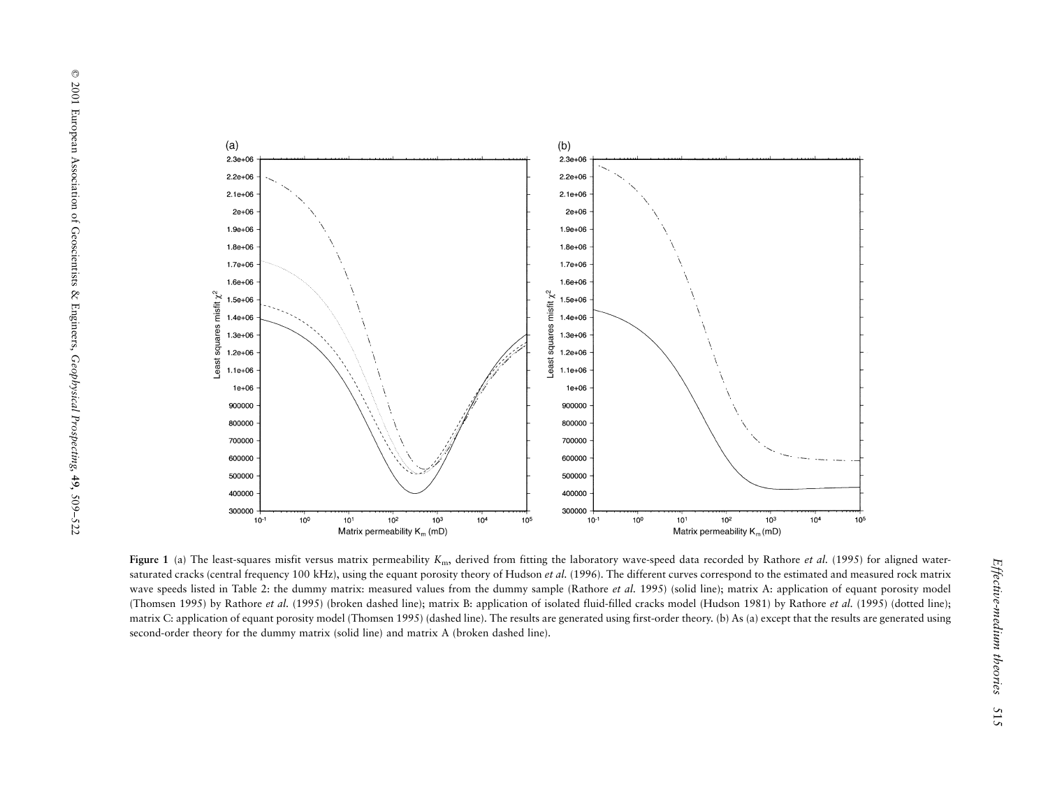**Figure 1** (a) The least-squares misfit versus matrix permeability $K_m$, derived from fitting the laboratory wave-speed data recorded by Rathore *et al.* (1995) for aligned water-saturated cracks (central frequency 100 kHz), using the equant porosity theory of Hudson *et al.* (1996). The different curves correspond to the estimated and measured rock matrix wave speeds listed in Table 2: the dummy matrix: measured values from the dummy sample (Rathore *et al.* 1995) (solid line); matrix A: application of equant porosity model (Thomsen 1995) by Rathore *et al.* (1995) (broken dashed line); matrix B: application of isolated fluid-filled cracks model (Hudson 1981) by Rathore *et al.* (1995) (dotted line); matrix C: application of equant porosity model (Thomsen 1995) (dashed line). The results are generated using first-order theory. (b) As (a) except that the results are generated using second-order theory for the dummy matrix (solid line) and matrix A (broken dashed line).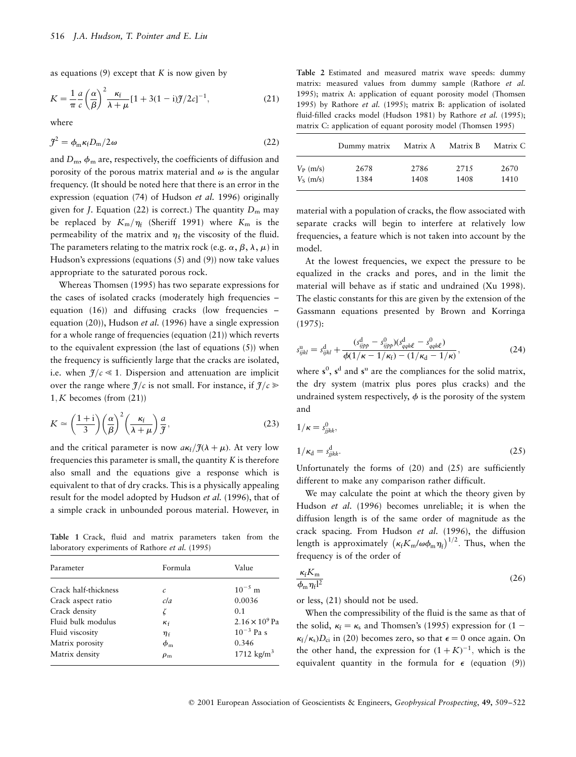as equations (9) except that $K$ is now given by

$$K = \frac{1}{\pi}\frac{a}{c}\left(\frac{\alpha}{\beta}\right)^2 \frac{\kappa_f}{\lambda+\mu}[1+3(1-i)\mathcal{J}/2c]^{-1}, \tag{21}$$

where

$$\mathcal{J}^2 = \phi_m \kappa_f D_m / 2\omega \tag{22}$$

and $D_m$, $\phi_m$ are, respectively, the coefficients of diffusion and porosity of the porous matrix material and $\omega$ is the angular frequency. (It should be noted here that there is an error in the expression (equation (74) of Hudson *et al.* 1996) originally given for $J$. Equation (22) is correct.) The quantity $D_m$ may be replaced by $K_m/\eta_f$ (Sheriff 1991) where $K_m$ is the permeability of the matrix and $\eta_f$ the viscosity of the fluid. The parameters relating to the matrix rock (e.g. $\alpha$, $\beta$, $\lambda$, $\mu$) in Hudson's expressions (equations (5) and (9)) now take values appropriate to the saturated porous rock.

Whereas Thomsen (1995) has two separate expressions for the cases of isolated cracks (moderately high frequencies – equation (16)) and diffusing cracks (low frequencies – equation (20)), Hudson *et al.* (1996) have a single expression for a whole range of frequencies (equation (21)) which reverts to the equivalent expression (the last of equations (5)) when the frequency is sufficiently large that the cracks are isolated, i.e. when $\mathcal{J}/c \ll 1$. Dispersion and attenuation are implicit over the range where $\mathcal{J}/c$ is not small. For instance, if $\mathcal{J}/c \gg 1$, $K$ becomes (from (21))

$$K \simeq \left(\frac{1+i}{3}\right)\left(\frac{\alpha}{\beta}\right)^2\left(\frac{\kappa_f}{\lambda+\mu}\right)\frac{a}{\mathcal{J}}, \tag{23}$$

and the critical parameter is now $a\kappa_f/\mathcal{J}(\lambda+\mu)$. At very low frequencies this parameter is small, the quantity $K$ is therefore also small and the equations give a response which is equivalent to that of dry cracks. This is a physically appealing result for the model adopted by Hudson *et al.* (1996), that of a simple crack in unbounded porous material. However, in material with a population of cracks, the flow associated with separate cracks will begin to interfere at relatively low frequencies, a feature which is not taken into account by the model.

**Table 1** Crack, fluid and matrix parameters taken from the laboratory experiments of Rathore *et al.* (1995)

| Parameter | Formula | Value |
|---|---|---|
| Crack half-thickness | $c$ | $10^{-5}$ m |
| Crack aspect ratio | $c/a$ | 0.0036 |
| Crack density | $\zeta$ | 0.1 |
| Fluid bulk modulus | $\kappa_f$ | $2.16\times10^9$ Pa |
| Fluid viscosity | $\eta_f$ | $10^{-3}$ Pa s |
| Matrix porosity | $\phi_m$ | 0.346 |
| Matrix density | $\rho_m$ | 1712 kg/m$^3$ |

**Table 2** Estimated and measured matrix wave speeds: dummy matrix: measured values from dummy sample (Rathore *et al.* 1995); matrix A: application of equant porosity model (Thomsen 1995) by Rathore *et al.* (1995); matrix B: application of isolated fluid-filled cracks model (Hudson 1981) by Rathore *et al.* (1995); matrix C: application of equant porosity model (Thomsen 1995)

| | Dummy matrix | Matrix A | Matrix B | Matrix C |
|---|---|---|---|---|
| $V_P$ (m/s) | 2678 | 2786 | 2715 | 2670 |
| $V_S$ (m/s) | 1384 | 1408 | 1408 | 1410 |

At the lowest frequencies, we expect the pressure to be equalized in the cracks and pores, and in the limit the material will behave as if static and undrained (Xu 1998). The elastic constants for this are given by the extension of the Gassmann equations presented by Brown and Korringa (1975):

$$s^u_{ijkl} = s^d_{ijkl} + \frac{(s^d_{ijpp} - s^0_{ijpp})(s^d_{qqk\ell} - s^0_{qqk\ell})}{\phi(1/\kappa - 1/\kappa_f) - (1/\kappa_d - 1/\kappa)}, \tag{24}$$

where $\mathbf{s}^0$, $\mathbf{s}^d$ and $\mathbf{s}^u$ are the compliances for the solid matrix, the dry system (matrix plus pores plus cracks) and the undrained system respectively, $\phi$ is the porosity of the system and

$$1/\kappa = s^0_{jjkk},$$

$$1/\kappa_d = s^d_{jjkk}. \tag{25}$$

Unfortunately the forms of (20) and (25) are sufficiently different to make any comparison rather difficult.

We may calculate the point at which the theory given by Hudson *et al.* (1996) becomes unreliable; it is when the diffusion length is of the same order of magnitude as the crack spacing. From Hudson *et al.* (1996), the diffusion length is approximately $\left(\kappa_f K_m/\omega\phi_m\eta_f\right)^{1/2}$. Thus, when the frequency is of the order of

$$\frac{\kappa_f K_m}{\phi_m \eta_f l^2} \tag{26}$$

or less, (21) should not be used.

When the compressibility of the fluid is the same as that of the solid, $\kappa_f = \kappa_s$ and Thomsen's (1995) expression for $(1 - \kappa_f/\kappa_s)D_{ci}$ in (20) becomes zero, so that $\epsilon = 0$ once again. On the other hand, the expression for $(1+K)^{-1}$, which is the equivalent quantity in the formula for $\epsilon$ (equation (9))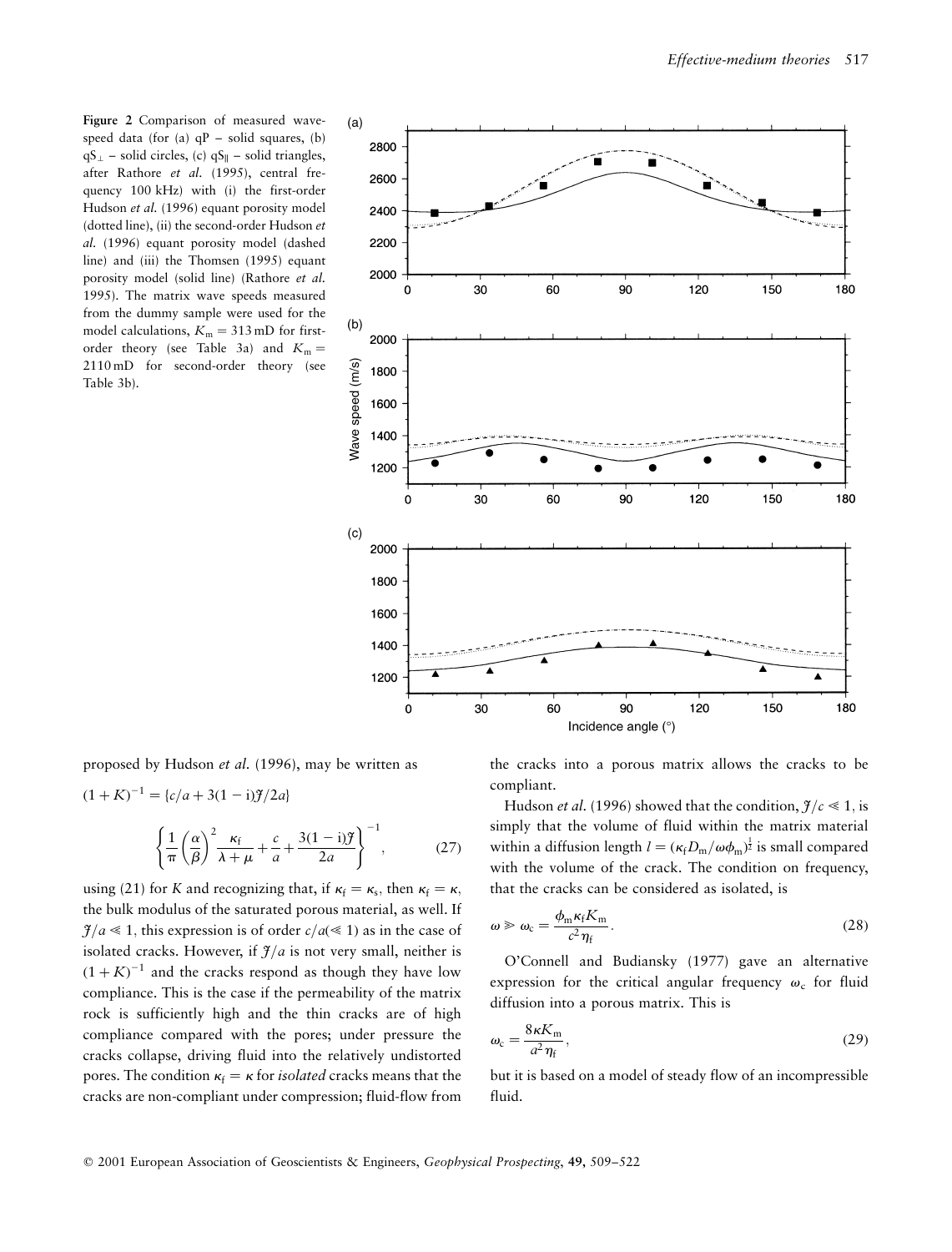Figure 2 Comparison of measured wave-speed data (for (a) qP – solid squares, (b) $qS_\perp$ – solid circles, (c) $qS_\parallel$ – solid triangles, after Rathore *et al.* (1995), central frequency 100 kHz) with (i) the first-order Hudson *et al.* (1996) equant porosity model (dotted line), (ii) the second-order Hudson *et al.* (1996) equant porosity model (dashed line) and (iii) the Thomsen (1995) equant porosity model (solid line) (Rathore *et al.* 1995). The matrix wave speeds measured from the dummy sample were used for the model calculations, $K_m = 313$ mD for first-order theory (see Table 3a) and $K_m = 2110$ mD for second-order theory (see Table 3b).

proposed by Hudson *et al.* (1996), may be written as

$$(1+K)^{-1} = \{c/a + 3(1-\mathrm{i})\mathcal{J}/2a\}$$

$$\left\{\frac{1}{\pi}\left(\frac{\alpha}{\beta}\right)^2 \frac{\kappa_f}{\lambda+\mu} + \frac{c}{a} + \frac{3(1-\mathrm{i})\mathcal{J}}{2a}\right\}^{-1}, \tag{27}$$

using (21) for $K$ and recognizing that, if $\kappa_f = \kappa_s$, then $\kappa_f = \kappa$, the bulk modulus of the saturated porous material, as well. If $\mathcal{J}/a \ll 1$, this expression is of order $c/a (\ll 1)$ as in the case of isolated cracks. However, if $\mathcal{J}/a$ is not very small, neither is $(1+K)^{-1}$ and the cracks respond as though they have low compliance. This is the case if the permeability of the matrix rock is sufficiently high and the thin cracks are of high compliance compared with the pores; under pressure the cracks collapse, driving fluid into the relatively undistorted pores. The condition $\kappa_f = \kappa$ for *isolated* cracks means that the cracks are non-compliant under compression; fluid-flow from the cracks into a porous matrix allows the cracks to be compliant.

Hudson *et al.* (1996) showed that the condition, $\mathcal{J}/c \ll 1$, is simply that the volume of fluid within the matrix material within a diffusion length $l = (\kappa_f D_m / \omega \phi_m)^{\frac{1}{2}}$ is small compared with the volume of the crack. The condition on frequency, that the cracks can be considered as isolated, is

$$\omega \gg \omega_c = \frac{\phi_m \kappa_f K_m}{c^2 \eta_f}. \tag{28}$$

O'Connell and Budiansky (1977) gave an alternative expression for the critical angular frequency $\omega_c$ for fluid diffusion into a porous matrix. This is

$$\omega_c = \frac{8\kappa K_m}{a^2 \eta_f}, \tag{29}$$

but it is based on a model of steady flow of an incompressible fluid.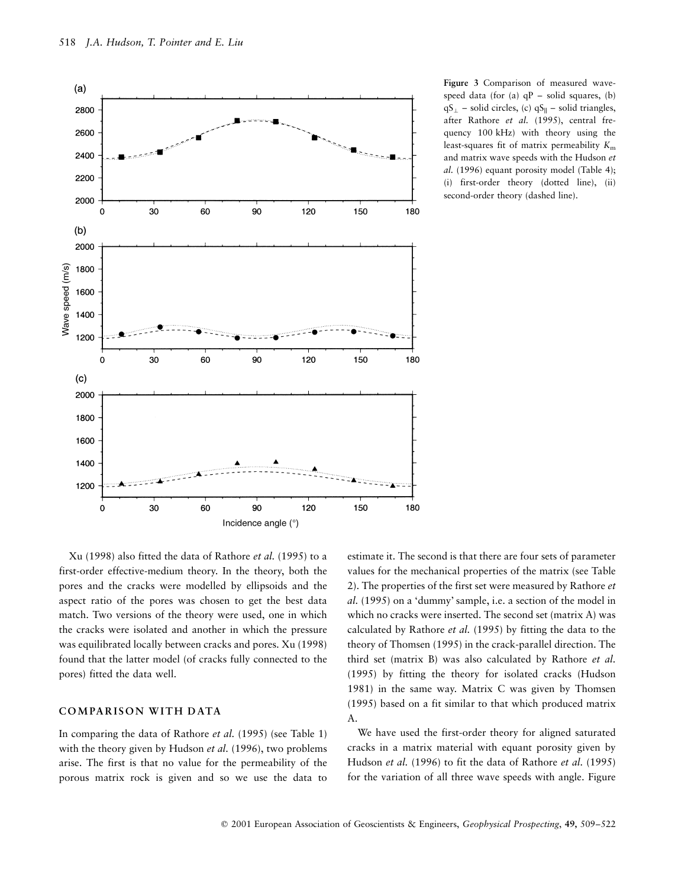Figure 3 Comparison of measured wave-speed data (for (a) qP – solid squares, (b) $qS_{\perp}$ – solid circles, (c) $qS_{\parallel}$ – solid triangles, after Rathore *et al.* (1995), central frequency 100 kHz) with theory using the least-squares fit of matrix permeability $K_m$ and matrix wave speeds with the Hudson *et al.* (1996) equant porosity model (Table 4); (i) first-order theory (dotted line), (ii) second-order theory (dashed line).

Xu (1998) also fitted the data of Rathore *et al.* (1995) to a first-order effective-medium theory. In the theory, both the pores and the cracks were modelled by ellipsoids and the aspect ratio of the pores was chosen to get the best data match. Two versions of the theory were used, one in which the cracks were isolated and another in which the pressure was equilibrated locally between cracks and pores. Xu (1998) found that the latter model (of cracks fully connected to the pores) fitted the data well.

## COMPARISON WITH DATA

In comparing the data of Rathore *et al.* (1995) (see Table 1) with the theory given by Hudson *et al.* (1996), two problems arise. The first is that no value for the permeability of the porous matrix rock is given and so we use the data to estimate it. The second is that there are four sets of parameter values for the mechanical properties of the matrix (see Table 2). The properties of the first set were measured by Rathore *et al.* (1995) on a 'dummy' sample, i.e. a section of the model in which no cracks were inserted. The second set (matrix A) was calculated by Rathore *et al.* (1995) by fitting the data to the theory of Thomsen (1995) in the crack-parallel direction. The third set (matrix B) was also calculated by Rathore *et al.* (1995) by fitting the theory for isolated cracks (Hudson 1981) in the same way. Matrix C was given by Thomsen (1995) based on a fit similar to that which produced matrix A.

We have used the first-order theory for aligned saturated cracks in a matrix material with equant porosity given by Hudson *et al.* (1996) to fit the data of Rathore *et al.* (1995) for the variation of all three wave speeds with angle. Figure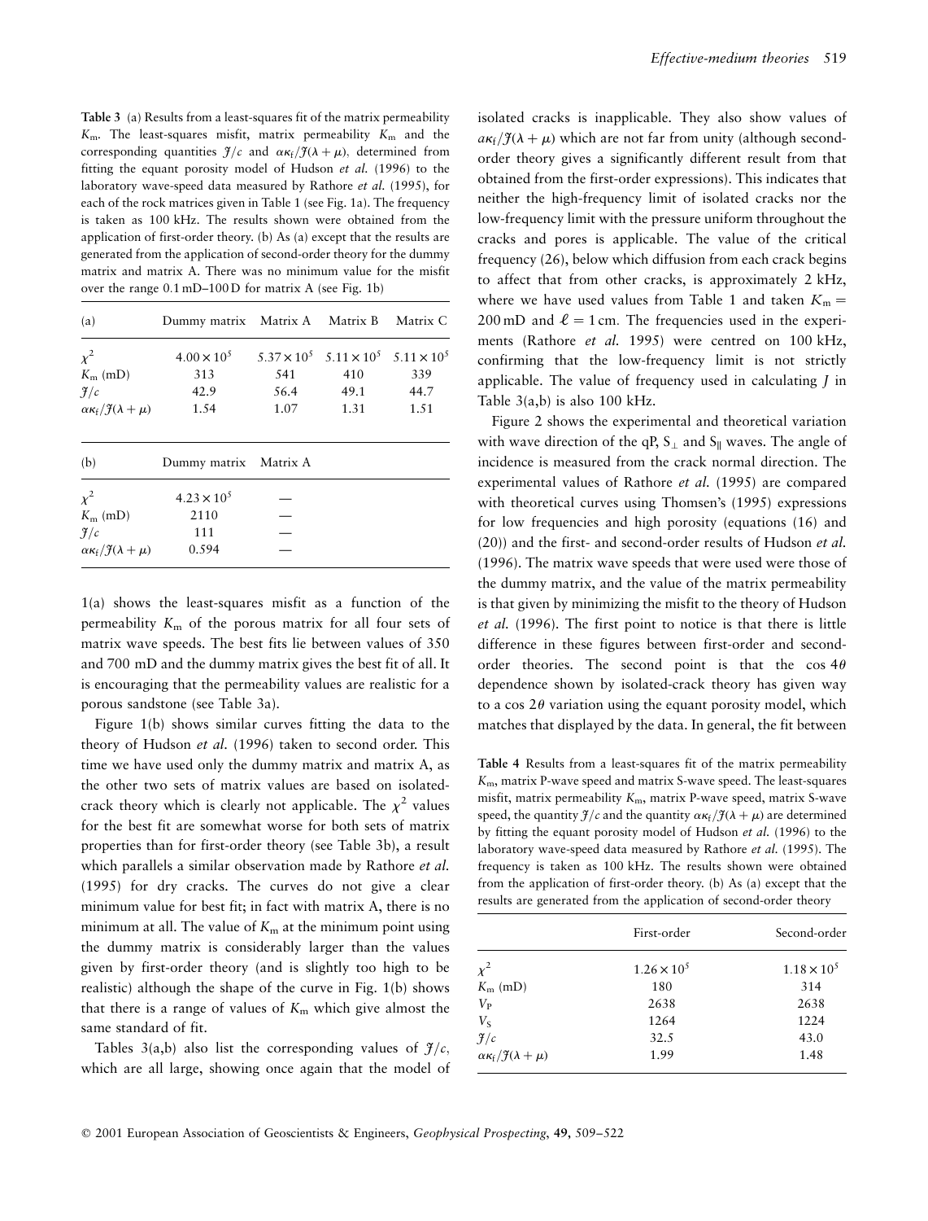**Table 3** (a) Results from a least-squares fit of the matrix permeability $K_m$. The least-squares misfit, matrix permeability $K_m$ and the corresponding quantities $\mathcal{J}/c$ and $\alpha\kappa_f/\mathcal{J}(\lambda+\mu)$, determined from fitting the equant porosity model of Hudson *et al.* (1996) to the laboratory wave-speed data measured by Rathore *et al.* (1995), for each of the rock matrices given in Table 1 (see Fig. 1a). The frequency is taken as 100 kHz. The results shown were obtained from the application of first-order theory. (b) As (a) except that the results are generated from the application of second-order theory for the dummy matrix and matrix A. There was no minimum value for the misfit over the range 0.1 mD–100 D for matrix A (see Fig. 1b)

| (a) | Dummy matrix | Matrix A | Matrix B | Matrix C |
|---|---|---|---|---|
| $\chi^2$ | $4.00 \times 10^5$ | $5.37 \times 10^5$ | $5.11 \times 10^5$ | $5.11 \times 10^5$ |
| $K_m$ (mD) | 313 | 541 | 410 | 339 |
| $\mathcal{J}/c$ | 42.9 | 56.4 | 49.1 | 44.7 |
| $\alpha\kappa_f/\mathcal{J}(\lambda+\mu)$ | 1.54 | 1.07 | 1.31 | 1.51 |

| (b) | Dummy matrix | Matrix A |
|---|---|---|
| $\chi^2$ | $4.23 \times 10^5$ | — |
| $K_m$ (mD) | 2110 | — |
| $\mathcal{J}/c$ | 111 | — |
| $\alpha\kappa_f/\mathcal{J}(\lambda+\mu)$ | 0.594 | — |

1(a) shows the least-squares misfit as a function of the permeability $K_m$ of the porous matrix for all four sets of matrix wave speeds. The best fits lie between values of 350 and 700 mD and the dummy matrix gives the best fit of all. It is encouraging that the permeability values are realistic for a porous sandstone (see Table 3a).

Figure 1(b) shows similar curves fitting the data to the theory of Hudson *et al.* (1996) taken to second order. This time we have used only the dummy matrix and matrix A, as the other two sets of matrix values are based on isolated-crack theory which is clearly not applicable. The $\chi^2$ values for the best fit are somewhat worse for both sets of matrix properties than for first-order theory (see Table 3b), a result which parallels a similar observation made by Rathore *et al.* (1995) for dry cracks. The curves do not give a clear minimum value for best fit; in fact with matrix A, there is no minimum at all. The value of $K_m$ at the minimum point using the dummy matrix is considerably larger than the values given by first-order theory (and is slightly too high to be realistic) although the shape of the curve in Fig. 1(b) shows that there is a range of values of $K_m$ which give almost the same standard of fit.

Tables 3(a,b) also list the corresponding values of $\mathcal{J}/c$, which are all large, showing once again that the model of isolated cracks is inapplicable. They also show values of $a\kappa_f/\mathcal{J}(\lambda+\mu)$ which are not far from unity (although second-order theory gives a significantly different result from that obtained from the first-order expressions). This indicates that neither the high-frequency limit of isolated cracks nor the low-frequency limit with the pressure uniform throughout the cracks and pores is applicable. The value of the critical frequency (26), below which diffusion from each crack begins to affect that from other cracks, is approximately 2 kHz, where we have used values from Table 1 and taken $K_m = 200$ mD and $\ell = 1$ cm. The frequencies used in the experiments (Rathore *et al.* 1995) were centred on 100 kHz, confirming that the low-frequency limit is not strictly applicable. The value of frequency used in calculating $J$ in Table 3(a,b) is also 100 kHz.

Figure 2 shows the experimental and theoretical variation with wave direction of the qP, $S_\perp$ and $S_\parallel$ waves. The angle of incidence is measured from the crack normal direction. The experimental values of Rathore *et al.* (1995) are compared with theoretical curves using Thomsen's (1995) expressions for low frequencies and high porosity (equations (16) and (20)) and the first- and second-order results of Hudson *et al.* (1996). The matrix wave speeds that were used were those of the dummy matrix, and the value of the matrix permeability is that given by minimizing the misfit to the theory of Hudson *et al.* (1996). The first point to notice is that there is little difference in these figures between first-order and second-order theories. The second point is that the $\cos 4\theta$ dependence shown by isolated-crack theory has given way to a $\cos 2\theta$ variation using the equant porosity model, which matches that displayed by the data. In general, the fit between

**Table 4** Results from a least-squares fit of the matrix permeability $K_m$, matrix P-wave speed and matrix S-wave speed. The least-squares misfit, matrix permeability $K_m$, matrix P-wave speed, matrix S-wave speed, the quantity $\mathcal{J}/c$ and the quantity $\alpha\kappa_f/\mathcal{J}(\lambda+\mu)$ are determined by fitting the equant porosity model of Hudson *et al.* (1996) to the laboratory wave-speed data measured by Rathore *et al.* (1995). The frequency is taken as 100 kHz. The results shown were obtained from the application of first-order theory. (b) As (a) except that the results are generated from the application of second-order theory

| | First-order | Second-order |
|---|---|---|
| $\chi^2$ | $1.26 \times 10^5$ | $1.18 \times 10^5$ |
| $K_m$ (mD) | 180 | 314 |
| $V_P$ | 2638 | 2638 |
| $V_S$ | 1264 | 1224 |
| $\mathcal{J}/c$ | 32.5 | 43.0 |
| $\alpha\kappa_f/\mathcal{J}(\lambda+\mu)$ | 1.99 | 1.48 |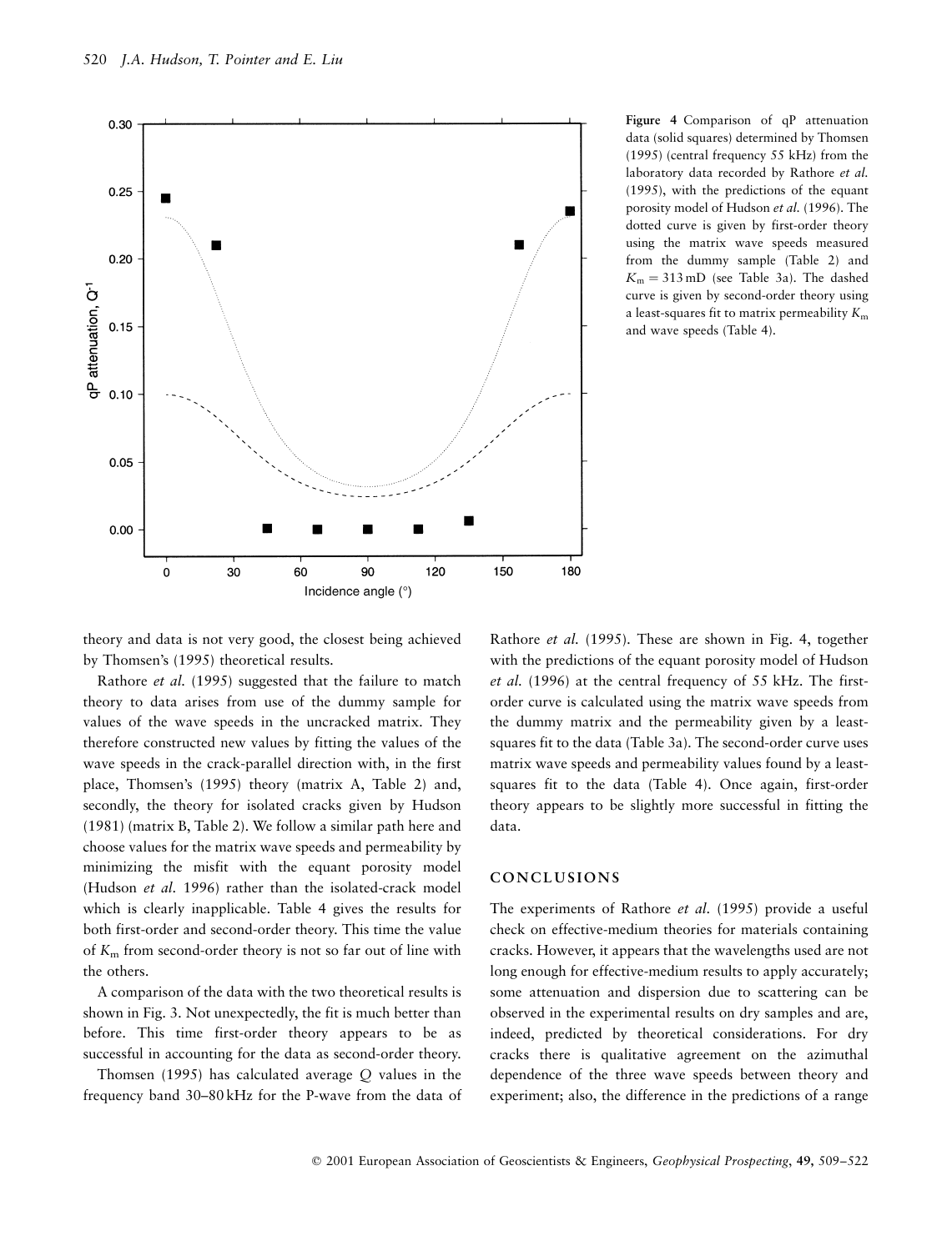Figure 4 Comparison of qP attenuation data (solid squares) determined by Thomsen (1995) (central frequency 55 kHz) from the laboratory data recorded by Rathore *et al.* (1995), with the predictions of the equant porosity model of Hudson *et al.* (1996). The dotted curve is given by first-order theory using the matrix wave speeds measured from the dummy sample (Table 2) and $K_m = 313$ mD (see Table 3a). The dashed curve is given by second-order theory using a least-squares fit to matrix permeability $K_m$ and wave speeds (Table 4).

theory and data is not very good, the closest being achieved by Thomsen's (1995) theoretical results.

Rathore *et al.* (1995) suggested that the failure to match theory to data arises from use of the dummy sample for values of the wave speeds in the uncracked matrix. They therefore constructed new values by fitting the values of the wave speeds in the crack-parallel direction with, in the first place, Thomsen's (1995) theory (matrix A, Table 2) and, secondly, the theory for isolated cracks given by Hudson (1981) (matrix B, Table 2). We follow a similar path here and choose values for the matrix wave speeds and permeability by minimizing the misfit with the equant porosity model (Hudson *et al.* 1996) rather than the isolated-crack model which is clearly inapplicable. Table 4 gives the results for both first-order and second-order theory. This time the value of $K_m$ from second-order theory is not so far out of line with the others.

A comparison of the data with the two theoretical results is shown in Fig. 3. Not unexpectedly, the fit is much better than before. This time first-order theory appears to be as successful in accounting for the data as second-order theory.

Thomsen (1995) has calculated average $Q$ values in the frequency band 30–80 kHz for the P-wave from the data of Rathore *et al.* (1995). These are shown in Fig. 4, together with the predictions of the equant porosity model of Hudson *et al.* (1996) at the central frequency of 55 kHz. The first-order curve is calculated using the matrix wave speeds from the dummy matrix and the permeability given by a least-squares fit to the data (Table 3a). The second-order curve uses matrix wave speeds and permeability values found by a least-squares fit to the data (Table 4). Once again, first-order theory appears to be slightly more successful in fitting the data.

## CONCLUSIONS

The experiments of Rathore *et al.* (1995) provide a useful check on effective-medium theories for materials containing cracks. However, it appears that the wavelengths used are not long enough for effective-medium results to apply accurately; some attenuation and dispersion due to scattering can be observed in the experimental results on dry samples and are, indeed, predicted by theoretical considerations. For dry cracks there is qualitative agreement on the azimuthal dependence of the three wave speeds between theory and experiment; also, the difference in the predictions of a range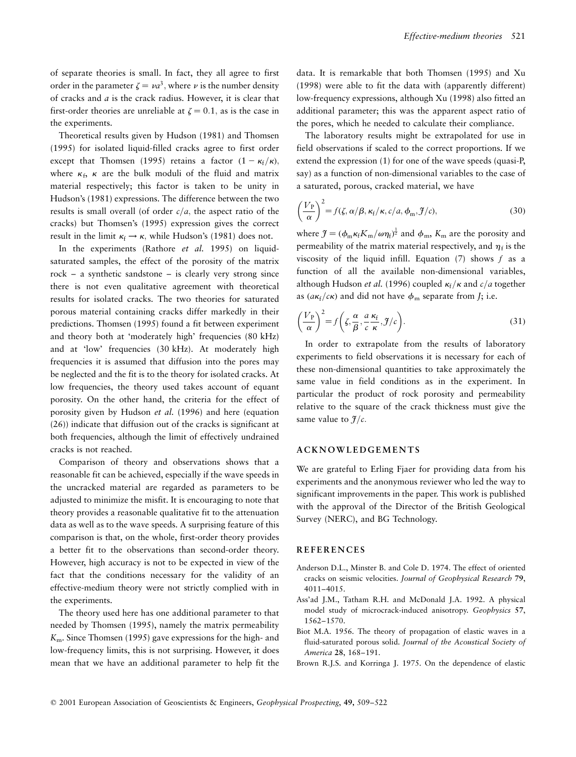of separate theories is small. In fact, they all agree to first order in the parameter $\zeta = \nu a^3$, where $\nu$ is the number density of cracks and $a$ is the crack radius. However, it is clear that first-order theories are unreliable at $\zeta = 0.1$, as is the case in the experiments.

Theoretical results given by Hudson (1981) and Thomsen (1995) for isolated liquid-filled cracks agree to first order except that Thomsen (1995) retains a factor $(1 - \kappa_f/\kappa)$, where $\kappa_f$, $\kappa$ are the bulk moduli of the fluid and matrix material respectively; this factor is taken to be unity in Hudson's (1981) expressions. The difference between the two results is small overall (of order $c/a$, the aspect ratio of the cracks) but Thomsen's (1995) expression gives the correct result in the limit $\kappa_f \to \kappa$, while Hudson's (1981) does not.

In the experiments (Rathore *et al.* 1995) on liquid-saturated samples, the effect of the porosity of the matrix rock – a synthetic sandstone – is clearly very strong since there is not even qualitative agreement with theoretical results for isolated cracks. The two theories for saturated porous material containing cracks differ markedly in their predictions. Thomsen (1995) found a fit between experiment and theory both at 'moderately high' frequencies (80 kHz) and at 'low' frequencies (30 kHz). At moderately high frequencies it is assumed that diffusion into the pores may be neglected and the fit is to the theory for isolated cracks. At low frequencies, the theory used takes account of equant porosity. On the other hand, the criteria for the effect of porosity given by Hudson *et al.* (1996) and here (equation (26)) indicate that diffusion out of the cracks is significant at both frequencies, although the limit of effectively undrained cracks is not reached.

Comparison of theory and observations shows that a reasonable fit can be achieved, especially if the wave speeds in the uncracked material are regarded as parameters to be adjusted to minimize the misfit. It is encouraging to note that theory provides a reasonable qualitative fit to the attenuation data as well as to the wave speeds. A surprising feature of this comparison is that, on the whole, first-order theory provides a better fit to the observations than second-order theory. However, high accuracy is not to be expected in view of the fact that the conditions necessary for the validity of an effective-medium theory were not strictly complied with in the experiments.

The theory used here has one additional parameter to that needed by Thomsen (1995), namely the matrix permeability $K_m$. Since Thomsen (1995) gave expressions for the high- and low-frequency limits, this is not surprising. However, it does mean that we have an additional parameter to help fit the data. It is remarkable that both Thomsen (1995) and Xu (1998) were able to fit the data with (apparently different) low-frequency expressions, although Xu (1998) also fitted an additional parameter; this was the apparent aspect ratio of the pores, which he needed to calculate their compliance.

The laboratory results might be extrapolated for use in field observations if scaled to the correct proportions. If we extend the expression (1) for one of the wave speeds (quasi-P, say) as a function of non-dimensional variables to the case of a saturated, porous, cracked material, we have

$$\left(\frac{V_P}{\alpha}\right)^2 = f(\zeta, \alpha/\beta, \kappa_f/\kappa, c/a, \phi_m, \mathcal{J}/c), \tag{30}$$

where $\mathcal{J} = (\phi_m \kappa_f K_m/\omega\eta_f)^{\frac{1}{2}}$ and $\phi_m$, $K_m$ are the porosity and permeability of the matrix material respectively, and $\eta_f$ is the viscosity of the liquid infill. Equation (7) shows $f$ as a function of all the available non-dimensional variables, although Hudson *et al.* (1996) coupled $\kappa_f/\kappa$ and $c/a$ together as $(a\kappa_f/c\kappa)$ and did not have $\phi_m$ separate from $J$; i.e.

$$\left(\frac{V_P}{\alpha}\right)^2 = f\left(\zeta, \frac{\alpha}{\beta}, \frac{a}{c}\frac{\kappa_f}{\kappa}, \mathcal{J}/c\right). \tag{31}$$

In order to extrapolate from the results of laboratory experiments to field observations it is necessary for each of these non-dimensional quantities to take approximately the same value in field conditions as in the experiment. In particular the product of rock porosity and permeability relative to the square of the crack thickness must give the same value to $\mathcal{J}/c$.

## ACKNOWLEDGEMENTS

We are grateful to Erling Fjaer for providing data from his experiments and the anonymous reviewer who led the way to significant improvements in the paper. This work is published with the approval of the Director of the British Geological Survey (NERC), and BG Technology.

## REFERENCES

Anderson D.L., Minster B. and Cole D. 1974. The effect of oriented cracks on seismic velocities. *Journal of Geophysical Research* **79**, 4011–4015.

Ass'ad J.M., Tatham R.H. and McDonald J.A. 1992. A physical model study of microcrack-induced anisotropy. *Geophysics* **57**, 1562–1570.

Biot M.A. 1956. The theory of propagation of elastic waves in a fluid-saturated porous solid. *Journal of the Acoustical Society of America* **28**, 168–191.

Brown R.J.S. and Korringa J. 1975. On the dependence of elastic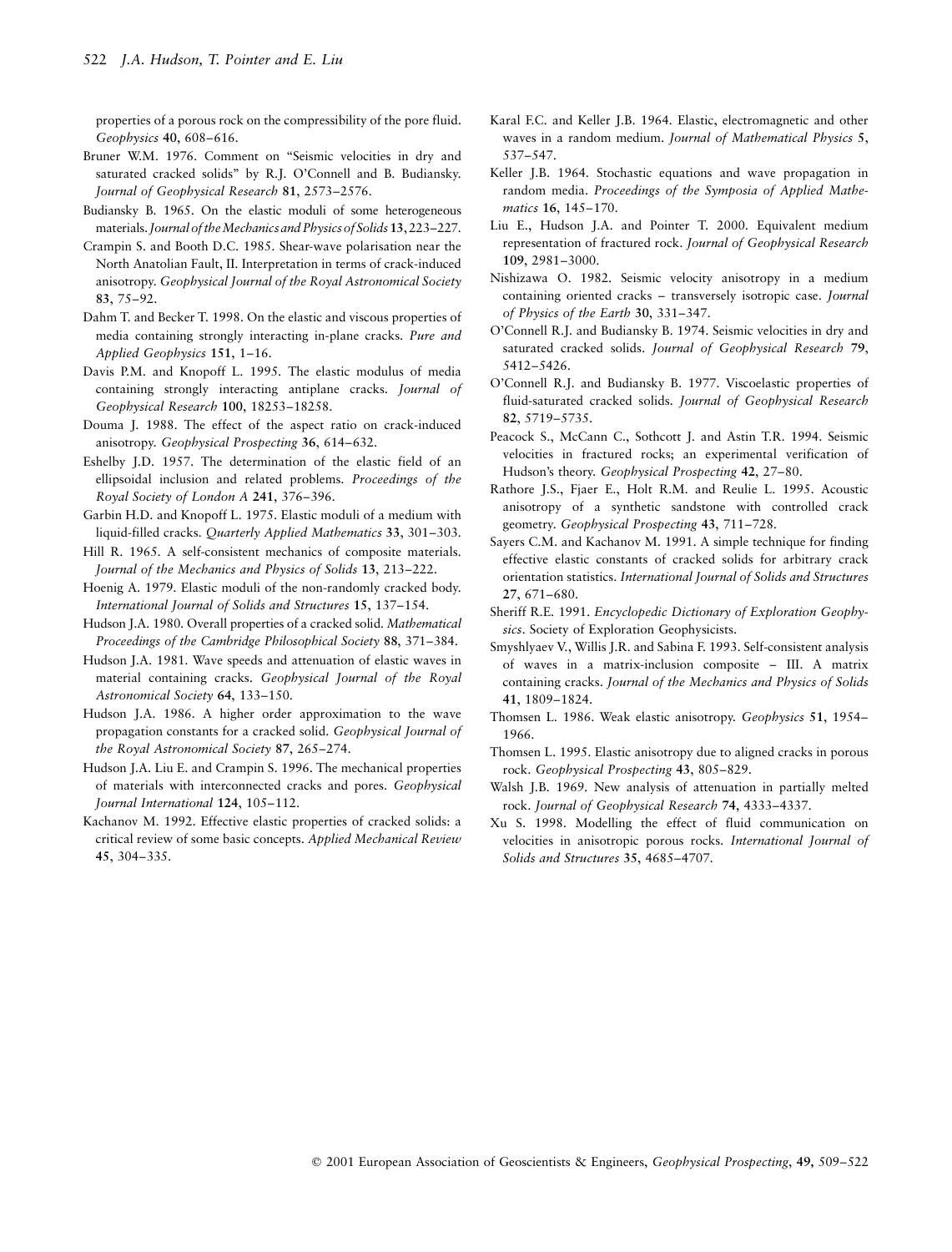properties of a porous rock on the compressibility of the pore fluid. *Geophysics* **40**, 608–616.

Bruner W.M. 1976. Comment on "Seismic velocities in dry and saturated cracked solids" by R.J. O'Connell and B. Budiansky. *Journal of Geophysical Research* **81**, 2573–2576.

Budiansky B. 1965. On the elastic moduli of some heterogeneous materials. *Journal of the Mechanics and Physics of Solids* **13**, 223–227.

Crampin S. and Booth D.C. 1985. Shear-wave polarisation near the North Anatolian Fault, II. Interpretation in terms of crack-induced anisotropy. *Geophysical Journal of the Royal Astronomical Society* **83**, 75–92.

Dahm T. and Becker T. 1998. On the elastic and viscous properties of media containing strongly interacting in-plane cracks. *Pure and Applied Geophysics* **151**, 1–16.

Davis P.M. and Knopoff L. 1995. The elastic modulus of media containing strongly interacting antiplane cracks. *Journal of Geophysical Research* **100**, 18253–18258.

Douma J. 1988. The effect of the aspect ratio on crack-induced anisotropy. *Geophysical Prospecting* **36**, 614–632.

Eshelby J.D. 1957. The determination of the elastic field of an ellipsoidal inclusion and related problems. *Proceedings of the Royal Society of London A* **241**, 376–396.

Garbin H.D. and Knopoff L. 1975. Elastic moduli of a medium with liquid-filled cracks. *Quarterly Applied Mathematics* **33**, 301–303.

Hill R. 1965. A self-consistent mechanics of composite materials. *Journal of the Mechanics and Physics of Solids* **13**, 213–222.

Hoenig A. 1979. Elastic moduli of the non-randomly cracked body. *International Journal of Solids and Structures* **15**, 137–154.

Hudson J.A. 1980. Overall properties of a cracked solid. *Mathematical Proceedings of the Cambridge Philosophical Society* **88**, 371–384.

Hudson J.A. 1981. Wave speeds and attenuation of elastic waves in material containing cracks. *Geophysical Journal of the Royal Astronomical Society* **64**, 133–150.

Hudson J.A. 1986. A higher order approximation to the wave propagation constants for a cracked solid. *Geophysical Journal of the Royal Astronomical Society* **87**, 265–274.

Hudson J.A. Liu E. and Crampin S. 1996. The mechanical properties of materials with interconnected cracks and pores. *Geophysical Journal International* **124**, 105–112.

Kachanov M. 1992. Effective elastic properties of cracked solids: a critical review of some basic concepts. *Applied Mechanical Review* **45**, 304–335.

Karal F.C. and Keller J.B. 1964. Elastic, electromagnetic and other waves in a random medium. *Journal of Mathematical Physics* **5**, 537–547.

Keller J.B. 1964. Stochastic equations and wave propagation in random media. *Proceedings of the Symposia of Applied Mathematics* **16**, 145–170.

Liu E., Hudson J.A. and Pointer T. 2000. Equivalent medium representation of fractured rock. *Journal of Geophysical Research* **109**, 2981–3000.

Nishizawa O. 1982. Seismic velocity anisotropy in a medium containing oriented cracks – transversely isotropic case. *Journal of Physics of the Earth* **30**, 331–347.

O'Connell R.J. and Budiansky B. 1974. Seismic velocities in dry and saturated cracked solids. *Journal of Geophysical Research* **79**, 5412–5426.

O'Connell R.J. and Budiansky B. 1977. Viscoelastic properties of fluid-saturated cracked solids. *Journal of Geophysical Research* **82**, 5719–5735.

Peacock S., McCann C., Sothcott J. and Astin T.R. 1994. Seismic velocities in fractured rocks; an experimental verification of Hudson's theory. *Geophysical Prospecting* **42**, 27–80.

Rathore J.S., Fjaer E., Holt R.M. and Reulie L. 1995. Acoustic anisotropy of a synthetic sandstone with controlled crack geometry. *Geophysical Prospecting* **43**, 711–728.

Sayers C.M. and Kachanov M. 1991. A simple technique for finding effective elastic constants of cracked solids for arbitrary crack orientation statistics. *International Journal of Solids and Structures* **27**, 671–680.

Sheriff R.E. 1991. *Encyclopedic Dictionary of Exploration Geophysics*. Society of Exploration Geophysicists.

Smyshlyaev V., Willis J.R. and Sabina F. 1993. Self-consistent analysis of waves in a matrix-inclusion composite – III. A matrix containing cracks. *Journal of the Mechanics and Physics of Solids* **41**, 1809–1824.

Thomsen L. 1986. Weak elastic anisotropy. *Geophysics* **51**, 1954–1966.

Thomsen L. 1995. Elastic anisotropy due to aligned cracks in porous rock. *Geophysical Prospecting* **43**, 805–829.

Walsh J.B. 1969. New analysis of attenuation in partially melted rock. *Journal of Geophysical Research* **74**, 4333–4337.

Xu S. 1998. Modelling the effect of fluid communication on velocities in anisotropic porous rocks. *International Journal of Solids and Structures* **35**, 4685–4707.